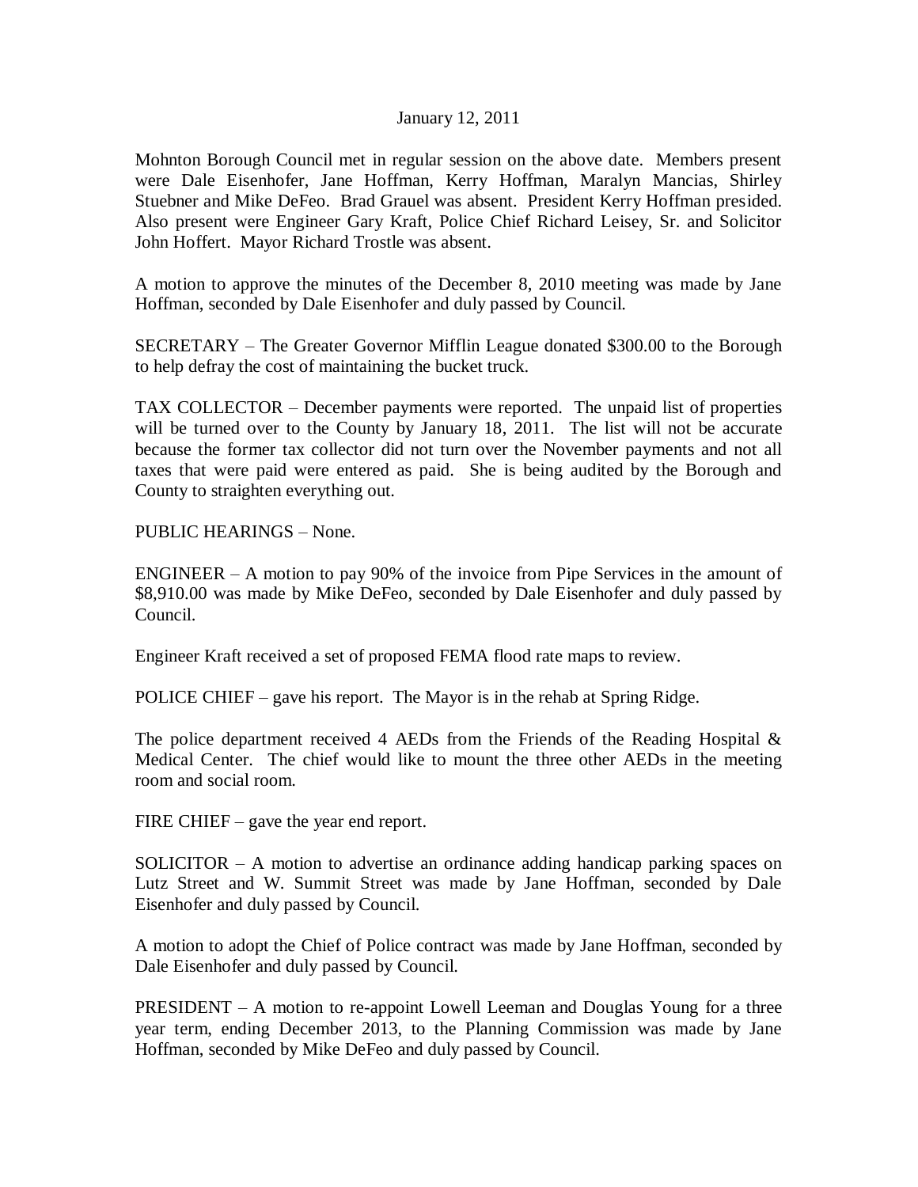January 12, 2011

Mohnton Borough Council met in regular session on the above date. Members present were Dale Eisenhofer, Jane Hoffman, Kerry Hoffman, Maralyn Mancias, Shirley Stuebner and Mike DeFeo. Brad Grauel was absent. President Kerry Hoffman presided. Also present were Engineer Gary Kraft, Police Chief Richard Leisey, Sr. and Solicitor John Hoffert. Mayor Richard Trostle was absent.

A motion to approve the minutes of the December 8, 2010 meeting was made by Jane Hoffman, seconded by Dale Eisenhofer and duly passed by Council.

SECRETARY – The Greater Governor Mifflin League donated $300.00 to the Borough to help defray the cost of maintaining the bucket truck.

TAX COLLECTOR – December payments were reported. The unpaid list of properties will be turned over to the County by January 18, 2011. The list will not be accurate because the former tax collector did not turn over the November payments and not all taxes that were paid were entered as paid. She is being audited by the Borough and County to straighten everything out.

PUBLIC HEARINGS – None.

ENGINEER – A motion to pay 90% of the invoice from Pipe Services in the amount of $8,910.00 was made by Mike DeFeo, seconded by Dale Eisenhofer and duly passed by Council.

Engineer Kraft received a set of proposed FEMA flood rate maps to review.

POLICE CHIEF – gave his report. The Mayor is in the rehab at Spring Ridge.

The police department received 4 AEDs from the Friends of the Reading Hospital & Medical Center. The chief would like to mount the three other AEDs in the meeting room and social room.

FIRE CHIEF – gave the year end report.

SOLICITOR – A motion to advertise an ordinance adding handicap parking spaces on Lutz Street and W. Summit Street was made by Jane Hoffman, seconded by Dale Eisenhofer and duly passed by Council.

A motion to adopt the Chief of Police contract was made by Jane Hoffman, seconded by Dale Eisenhofer and duly passed by Council.

PRESIDENT – A motion to re-appoint Lowell Leeman and Douglas Young for a three year term, ending December 2013, to the Planning Commission was made by Jane Hoffman, seconded by Mike DeFeo and duly passed by Council.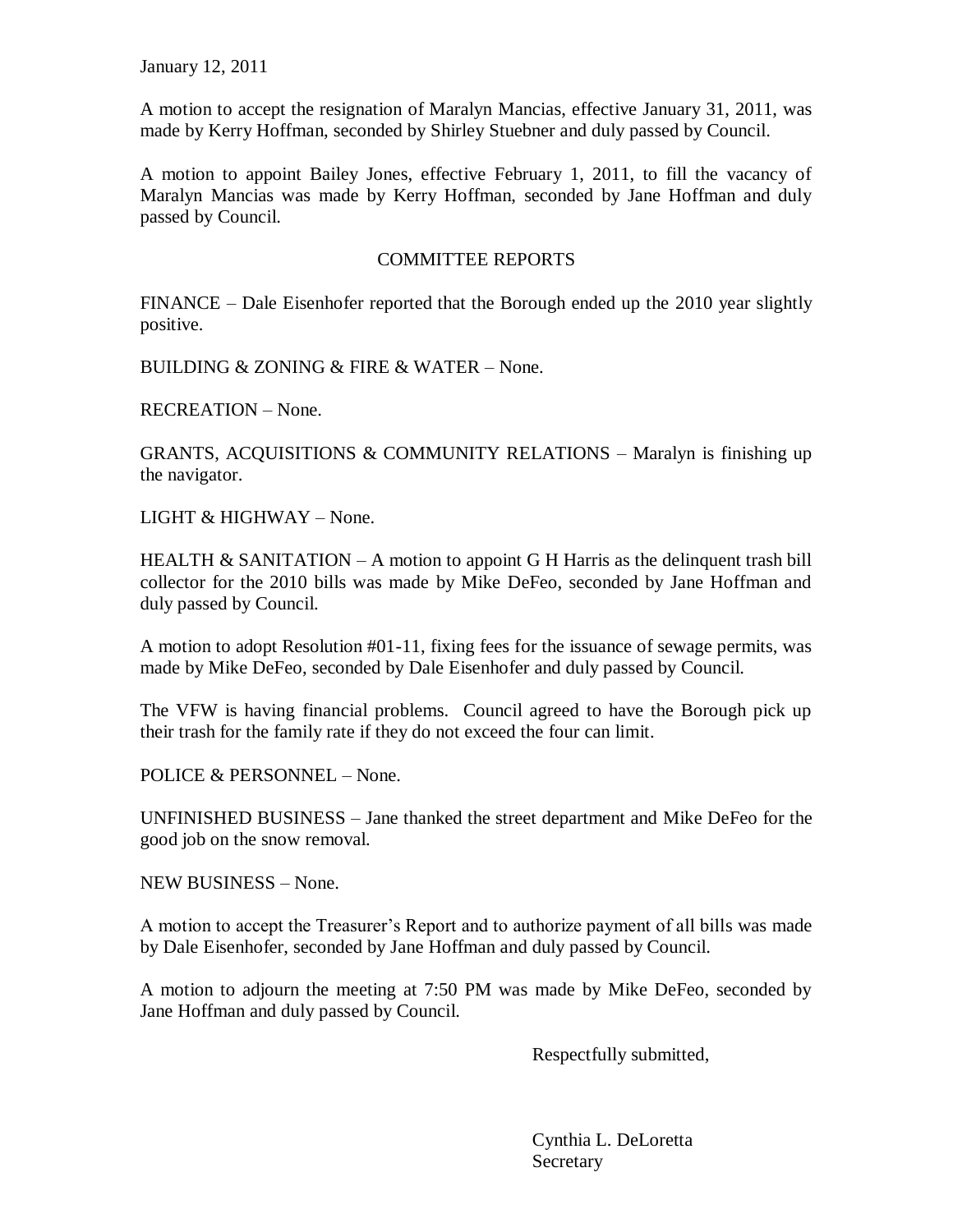January 12, 2011

A motion to accept the resignation of Maralyn Mancias, effective January 31, 2011, was made by Kerry Hoffman, seconded by Shirley Stuebner and duly passed by Council.

A motion to appoint Bailey Jones, effective February 1, 2011, to fill the vacancy of Maralyn Mancias was made by Kerry Hoffman, seconded by Jane Hoffman and duly passed by Council.

## COMMITTEE REPORTS

FINANCE – Dale Eisenhofer reported that the Borough ended up the 2010 year slightly positive.

BUILDING & ZONING & FIRE & WATER – None.

RECREATION – None.

GRANTS, ACQUISITIONS & COMMUNITY RELATIONS – Maralyn is finishing up the navigator.

LIGHT & HIGHWAY – None.

HEALTH & SANITATION – A motion to appoint G H Harris as the delinquent trash bill collector for the 2010 bills was made by Mike DeFeo, seconded by Jane Hoffman and duly passed by Council.

A motion to adopt Resolution #01-11, fixing fees for the issuance of sewage permits, was made by Mike DeFeo, seconded by Dale Eisenhofer and duly passed by Council.

The VFW is having financial problems. Council agreed to have the Borough pick up their trash for the family rate if they do not exceed the four can limit.

POLICE & PERSONNEL – None.

UNFINISHED BUSINESS – Jane thanked the street department and Mike DeFeo for the good job on the snow removal.

NEW BUSINESS – None.

A motion to accept the Treasurer's Report and to authorize payment of all bills was made by Dale Eisenhofer, seconded by Jane Hoffman and duly passed by Council.

A motion to adjourn the meeting at 7:50 PM was made by Mike DeFeo, seconded by Jane Hoffman and duly passed by Council.

Respectfully submitted,

Cynthia L. DeLoretta
Secretary